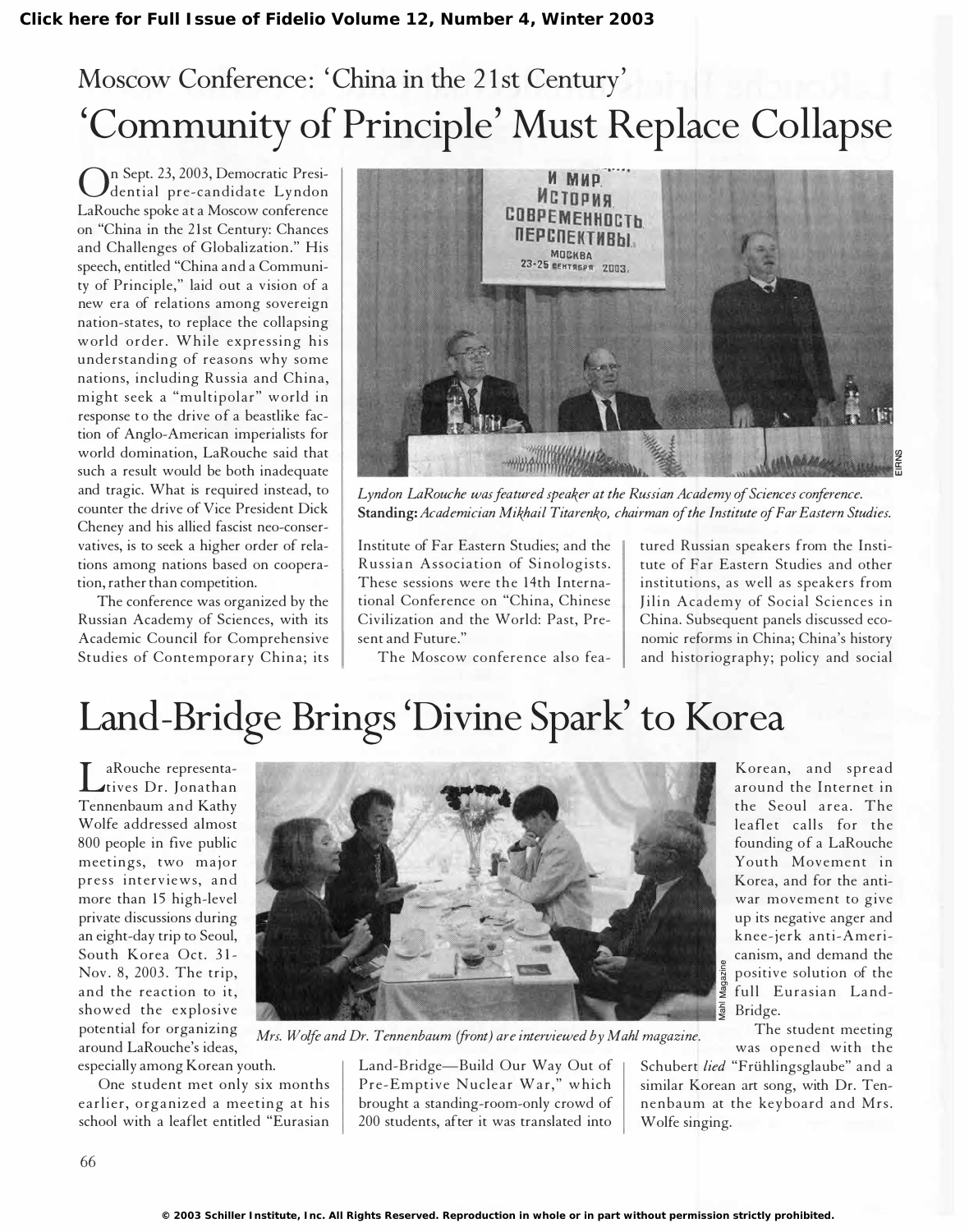## Moscow Conference: 'China in the 21st Century'

# 'Community of Principle' Must Replace Collapse

On Sept. 23, 2003, Democratic Presidential pre-candidate Lyndon LaRouche spoke at a Moscow conference on "China in the 21st Century: Chances and Challenges of Globalization." His speech, entitled "China and a Community of Principle," laid out a vision of a new era of relations among sovereign nation-states, to replace the collapsing world order. While expressing his understanding of reasons why some nations, including Russia and China, might seek a "multipolar" world in response to the drive of a beastlike faction of Anglo-American imperialists for world domination, LaRouche said that such a result would be both inadequate and tragic. What is required instead, to counter the drive of Vice President Dick Cheney and his allied fascist neo-conservatives, is to seek a higher order of relations among nations based on cooperation, rather than competition.

*Lyndon LaRouche was featured speaker at the Russian Academy of Sciences conference.* **Standing:** *Academician Mikhail Titarenko, chairman of the Institute of Far Eastern Studies.*

The conference was organized by the Russian Academy of Sciences, with its Academic Council for Comprehensive Studies of Contemporary China; its Institute of Far Eastern Studies; and the Russian Association of Sinologists. These sessions were the 14th International Conference on "China, Chinese Civilization and the World: Past, Present and Future."

The Moscow conference also featured Russian speakers from the Institute of Far Eastern Studies and other institutions, as well as speakers from Jilin Academy of Social Sciences in China. Subsequent panels discussed economic reforms in China; China's history and historiography; policy and social

# Land-Bridge Brings 'Divine Spark' to Korea

LaRouche representatives Dr. Jonathan Tennenbaum and Kathy Wolfe addressed almost 800 people in five public meetings, two major press interviews, and more than 15 high-level private discussions during an eight-day trip to Seoul, South Korea Oct. 31-Nov. 8, 2003. The trip, and the reaction to it, showed the explosive potential for organizing around LaRouche's ideas, especially among Korean youth.

*Mrs. Wolfe and Dr. Tennenbaum (front) are interviewed by Mahl magazine.*

One student met only six months earlier, organized a meeting at his school with a leaflet entitled "Eurasian Land-Bridge—Build Our Way Out of Pre-Emptive Nuclear War," which brought a standing-room-only crowd of 200 students, after it was translated into Korean, and spread around the Internet in the Seoul area. The leaflet calls for the founding of a LaRouche Youth Movement in Korea, and for the anti-war movement to give up its negative anger and knee-jerk anti-Americanism, and demand the positive solution of the full Eurasian Land-Bridge.

The student meeting was opened with the Schubert *lied* "Frühlingsglaube" and a similar Korean art song, with Dr. Tennenbaum at the keyboard and Mrs. Wolfe singing.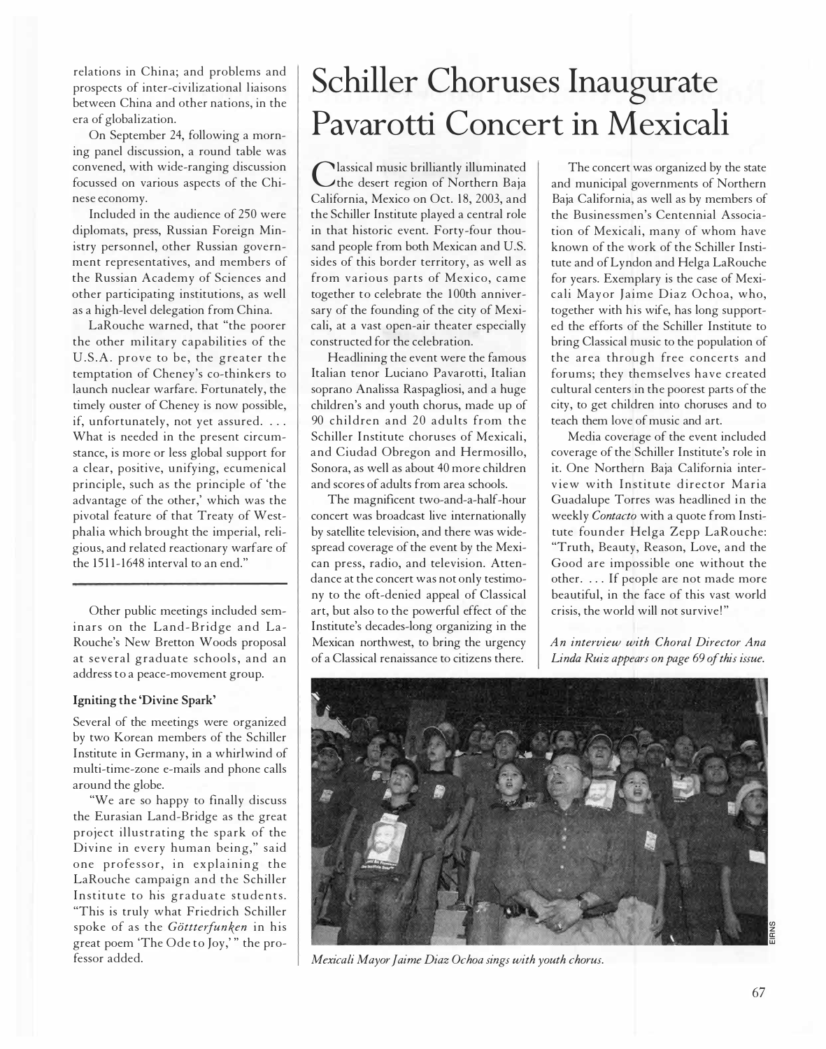relations in China; and problems and prospects of inter-civilizational liaisons between China and other nations, in the era of globalization.

On September 24, following a morning panel discussion, a round table was convened, with wide-ranging discussion focussed on various aspects of the Chinese economy.

Included in the audience of 250 were diplomats, press, Russian Foreign Ministry personnel, other Russian government representatives, and members of the Russian Academy of Sciences and other participating institutions, as well as a high-level delegation from China.

LaRouche warned, that "the poorer the other military capabilities of the U.S.A. prove to be, the greater the temptation of Cheney's co-thinkers to launch nuclear warfare. Fortunately, the timely ouster of Cheney is now possible, if, unfortunately, not yet assured. . . . What is needed in the present circumstance, is more or less global support for a clear, positive, unifying, ecumenical principle, such as the principle of 'the advantage of the other,' which was the pivotal feature of that Treaty of Westphalia which brought the imperial, religious, and related reactionary warfare of the 1511-1648 interval to an end."

---

Other public meetings included seminars on the Land-Bridge and LaRouche's New Bretton Woods proposal at several graduate schools, and an address to a peace-movement group.

### Igniting the 'Divine Spark'

Several of the meetings were organized by two Korean members of the Schiller Institute in Germany, in a whirlwind of multi-time-zone e-mails and phone calls around the globe.

"We are so happy to finally discuss the Eurasian Land-Bridge as the great project illustrating the spark of the Divine in every human being," said one professor, in explaining the LaRouche campaign and the Schiller Institute to his graduate students. "This is truly what Friedrich Schiller spoke of as the *Göttterfunken* in his great poem 'The Ode to Joy,' " the professor added.

# Schiller Choruses Inaugurate Pavarotti Concert in Mexicali

Classical music brilliantly illuminated the desert region of Northern Baja California, Mexico on Oct. 18, 2003, and the Schiller Institute played a central role in that historic event. Forty-four thousand people from both Mexican and U.S. sides of this border territory, as well as from various parts of Mexico, came together to celebrate the 100th anniversary of the founding of the city of Mexicali, at a vast open-air theater especially constructed for the celebration.

Headlining the event were the famous Italian tenor Luciano Pavarotti, Italian soprano Analissa Raspagliosi, and a huge children's and youth chorus, made up of 90 children and 20 adults from the Schiller Institute choruses of Mexicali, and Ciudad Obregon and Hermosillo, Sonora, as well as about 40 more children and scores of adults from area schools.

The magnificent two-and-a-half-hour concert was broadcast live internationally by satellite television, and there was widespread coverage of the event by the Mexican press, radio, and television. Attendance at the concert was not only testimony to the oft-denied appeal of Classical art, but also to the powerful effect of the Institute's decades-long organizing in the Mexican northwest, to bring the urgency of a Classical renaissance to citizens there.

The concert was organized by the state and municipal governments of Northern Baja California, as well as by members of the Businessmen's Centennial Association of Mexicali, many of whom have known of the work of the Schiller Institute and of Lyndon and Helga LaRouche for years. Exemplary is the case of Mexicali Mayor Jaime Diaz Ochoa, who, together with his wife, has long supported the efforts of the Schiller Institute to bring Classical music to the population of the area through free concerts and forums; they themselves have created cultural centers in the poorest parts of the city, to get children into choruses and to teach them love of music and art.

Media coverage of the event included coverage of the Schiller Institute's role in it. One Northern Baja California interview with Institute director Maria Guadalupe Torres was headlined in the weekly *Contacto* with a quote from Institute founder Helga Zepp LaRouche: "Truth, Beauty, Reason, Love, and the Good are impossible one without the other. . . . If people are not made more beautiful, in the face of this vast world crisis, the world will not survive!"

*An interview with Choral Director Ana Linda Ruiz appears on page 69 of this issue.*

EIRNS

*Mexicali Mayor Jaime Diaz Ochoa sings with youth chorus.*